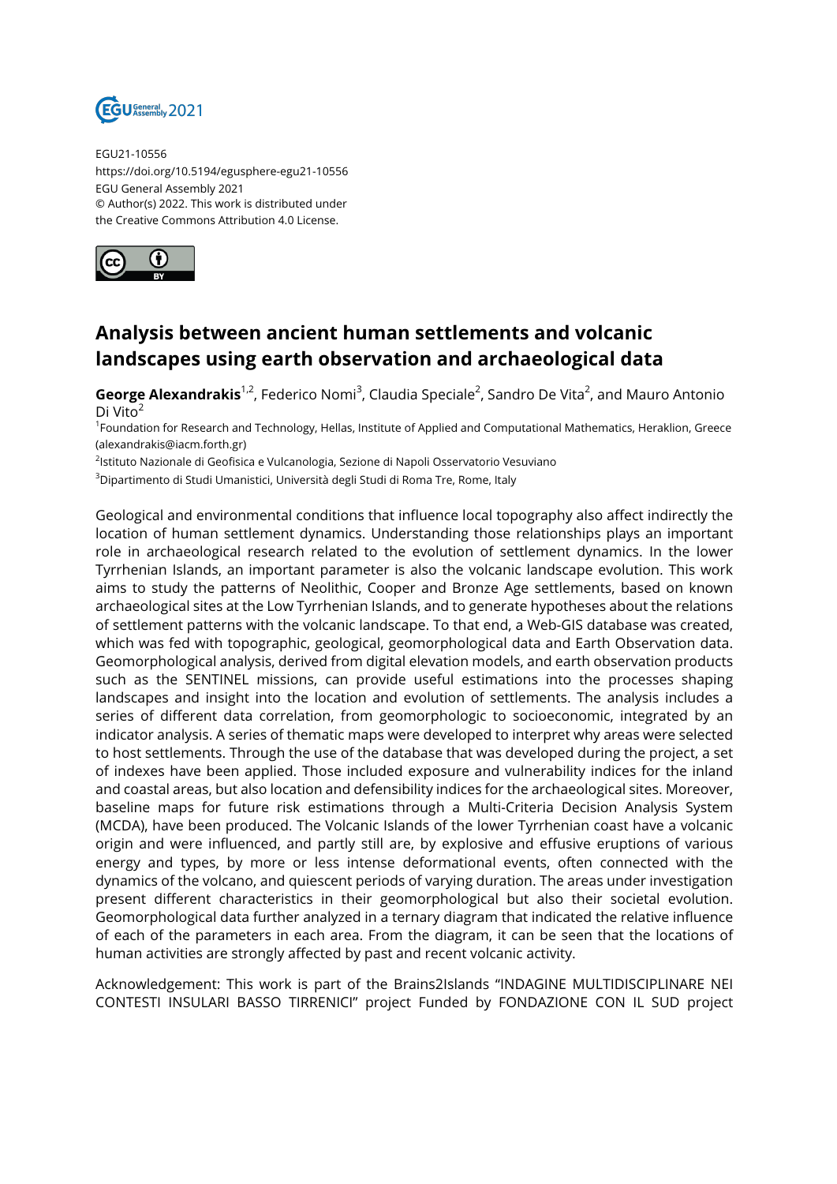EGU21-10556
https://doi.org/10.5194/egusphere-egu21-10556
EGU General Assembly 2021
© Author(s) 2022. This work is distributed under
the Creative Commons Attribution 4.0 License.

# Analysis between ancient human settlements and volcanic landscapes using earth observation and archaeological data

**George Alexandrakis**[1,2], Federico Nomi[3], Claudia Speciale[2], Sandro De Vita[2], and Mauro Antonio Di Vito[2]

[1]Foundation for Research and Technology, Hellas, Institute of Applied and Computational Mathematics, Heraklion, Greece (alexandrakis@iacm.forth.gr)

[2]Istituto Nazionale di Geofisica e Vulcanologia, Sezione di Napoli Osservatorio Vesuviano

[3]Dipartimento di Studi Umanistici, Università degli Studi di Roma Tre, Rome, Italy

Geological and environmental conditions that influence local topography also affect indirectly the location of human settlement dynamics. Understanding those relationships plays an important role in archaeological research related to the evolution of settlement dynamics. In the lower Tyrrhenian Islands, an important parameter is also the volcanic landscape evolution. This work aims to study the patterns of Neolithic, Cooper and Bronze Age settlements, based on known archaeological sites at the Low Tyrrhenian Islands, and to generate hypotheses about the relations of settlement patterns with the volcanic landscape. To that end, a Web-GIS database was created, which was fed with topographic, geological, geomorphological data and Earth Observation data. Geomorphological analysis, derived from digital elevation models, and earth observation products such as the SENTINEL missions, can provide useful estimations into the processes shaping landscapes and insight into the location and evolution of settlements. The analysis includes a series of different data correlation, from geomorphologic to socioeconomic, integrated by an indicator analysis. A series of thematic maps were developed to interpret why areas were selected to host settlements. Through the use of the database that was developed during the project, a set of indexes have been applied. Those included exposure and vulnerability indices for the inland and coastal areas, but also location and defensibility indices for the archaeological sites. Moreover, baseline maps for future risk estimations through a Multi-Criteria Decision Analysis System (MCDA), have been produced. The Volcanic Islands of the lower Tyrrhenian coast have a volcanic origin and were influenced, and partly still are, by explosive and effusive eruptions of various energy and types, by more or less intense deformational events, often connected with the dynamics of the volcano, and quiescent periods of varying duration. The areas under investigation present different characteristics in their geomorphological but also their societal evolution. Geomorphological data further analyzed in a ternary diagram that indicated the relative influence of each of the parameters in each area. From the diagram, it can be seen that the locations of human activities are strongly affected by past and recent volcanic activity.

Acknowledgement: This work is part of the Brains2Islands "INDAGINE MULTIDISCIPLINARE NEI CONTESTI INSULARI BASSO TIRRENICI" project Funded by FONDAZIONE CON IL SUD project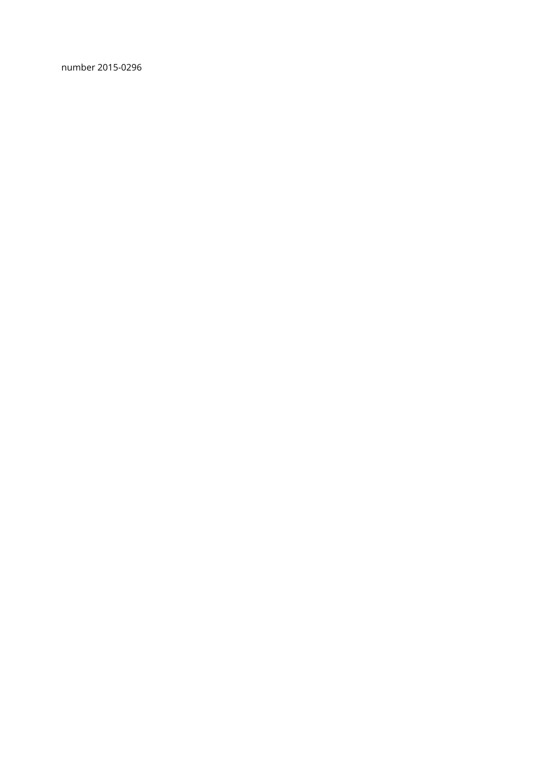number 2015-0296